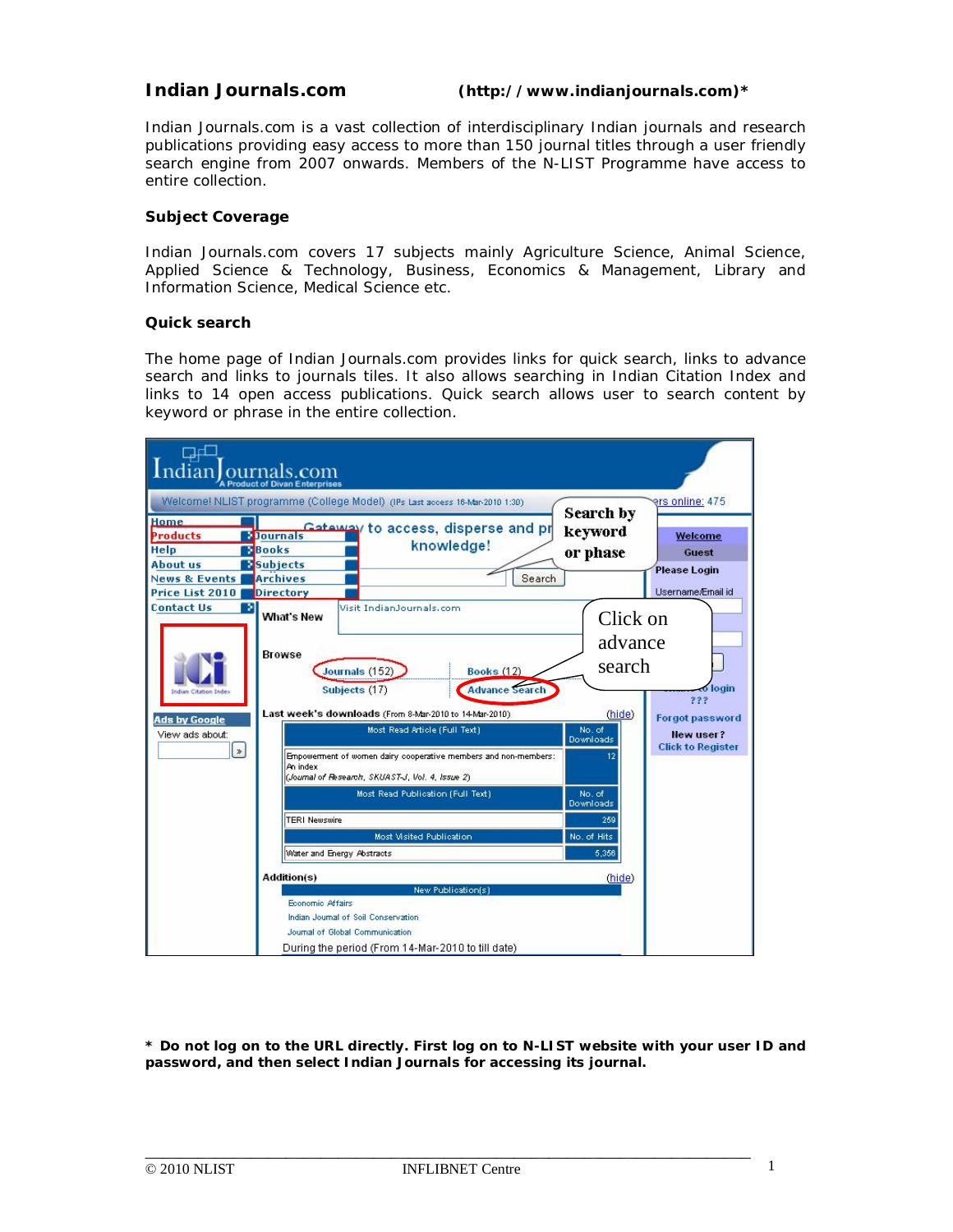# Indian Journals.com (http://www.indianjournals.com)*

Indian Journals.com is a vast collection of interdisciplinary Indian journals and research publications providing easy access to more than 150 journal titles through a user friendly search engine from 2007 onwards. Members of the N-LIST Programme have access to entire collection.

### Subject Coverage

Indian Journals.com covers 17 subjects mainly Agriculture Science, Animal Science, Applied Science & Technology, Business, Economics & Management, Library and Information Science, Medical Science etc.

### Quick search

The home page of Indian Journals.com provides links for quick search, links to advance search and links to journals tiles. It also allows searching in Indian Citation Index and links to 14 open access publications. Quick search allows user to search content by keyword or phrase in the entire collection.

**\* Do not log on to the URL directly. First log on to N-LIST website with your user ID and password, and then select Indian Journals for accessing its journal.**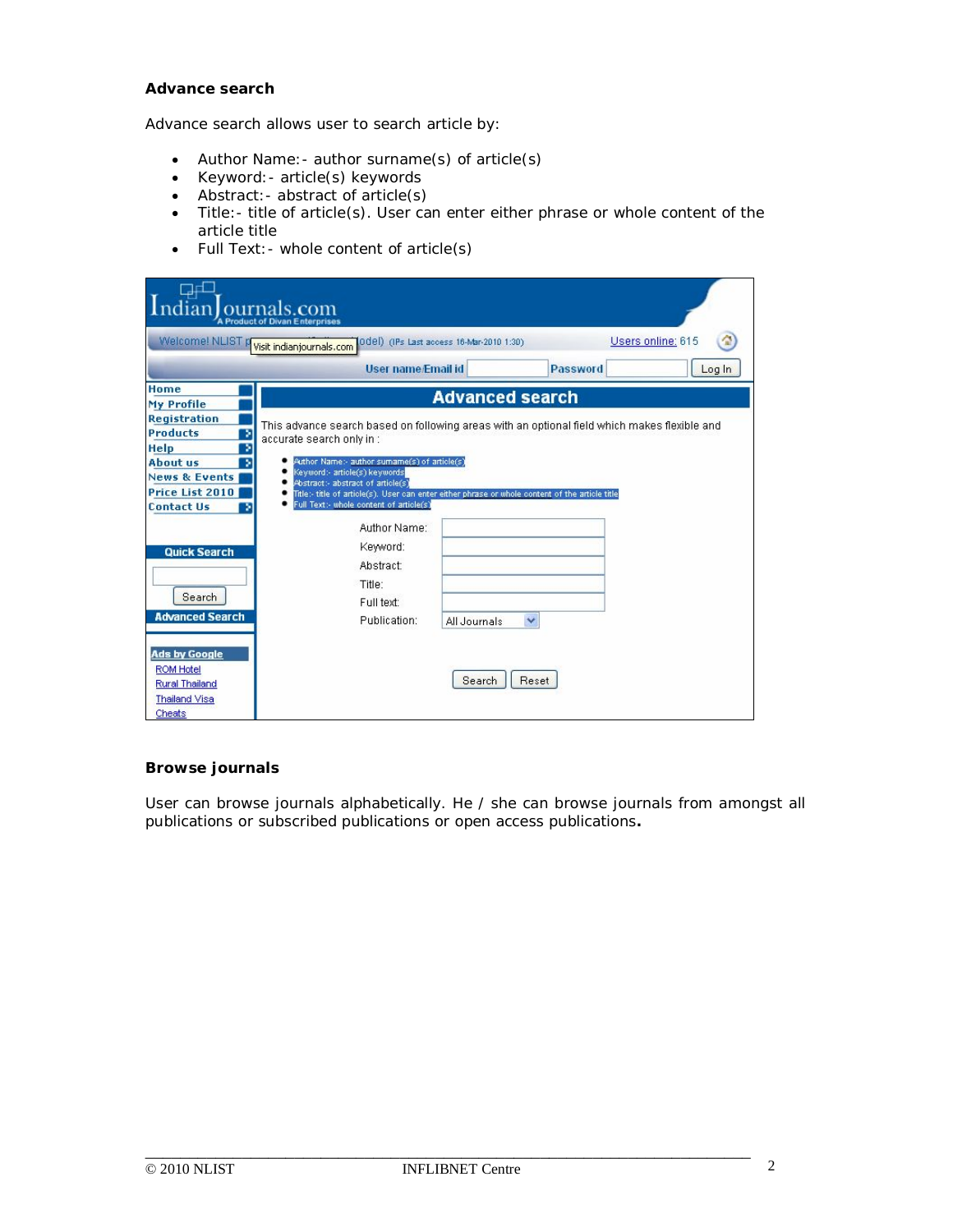**Advance search**

Advance search allows user to search article by:

- Author Name:- author surname(s) of article(s)
- Keyword:- article(s) keywords
- Abstract:- abstract of article(s)
- Title:- title of article(s). User can enter either phrase or whole content of the article title
- Full Text:- whole content of article(s)

**Browse journals**

User can browse journals alphabetically. He / she can browse journals from amongst all publications or subscribed publications or open access publications**.**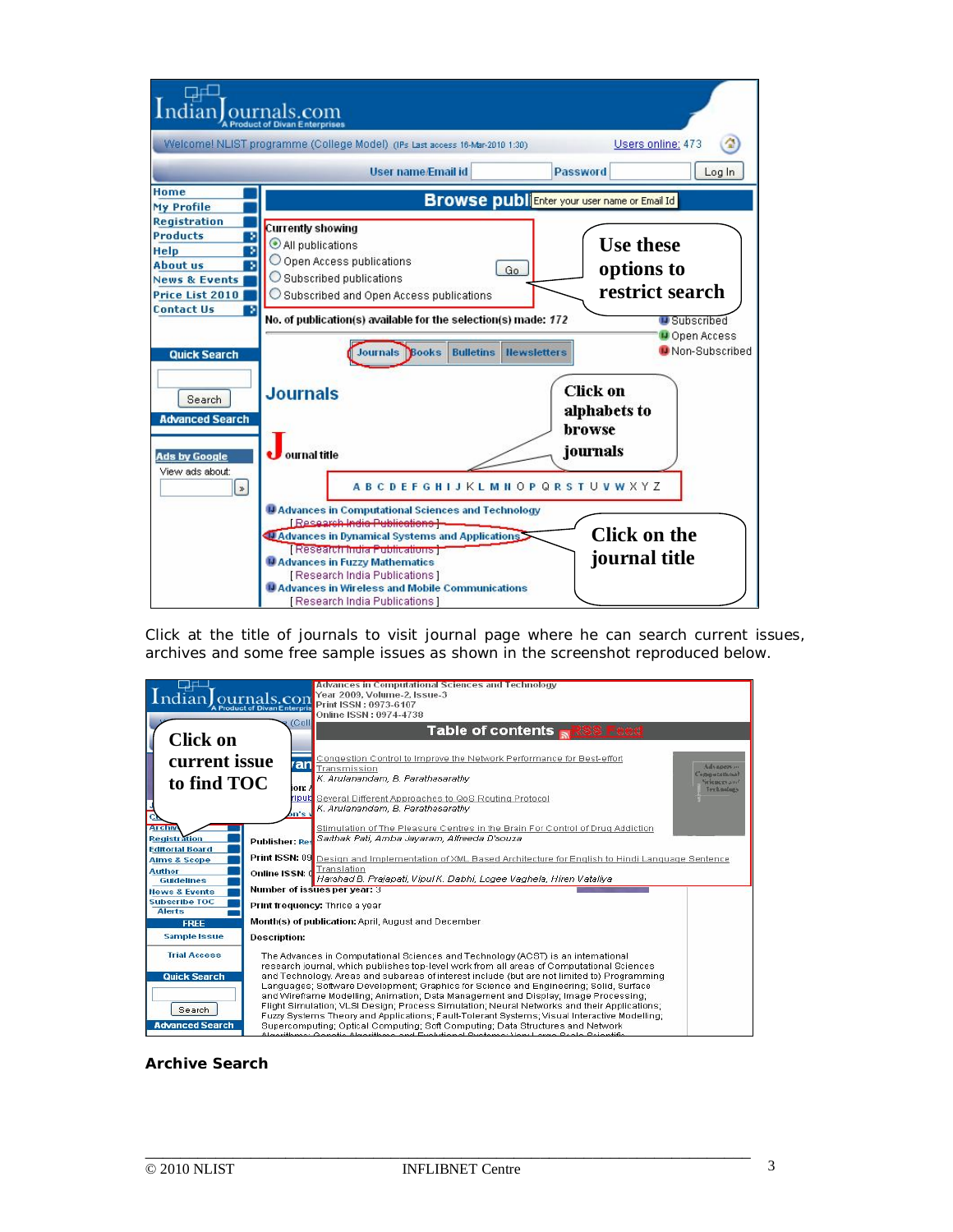Click at the title of journals to visit journal page where he can search current issues, archives and some free sample issues as shown in the screenshot reproduced below.

**Archive Search**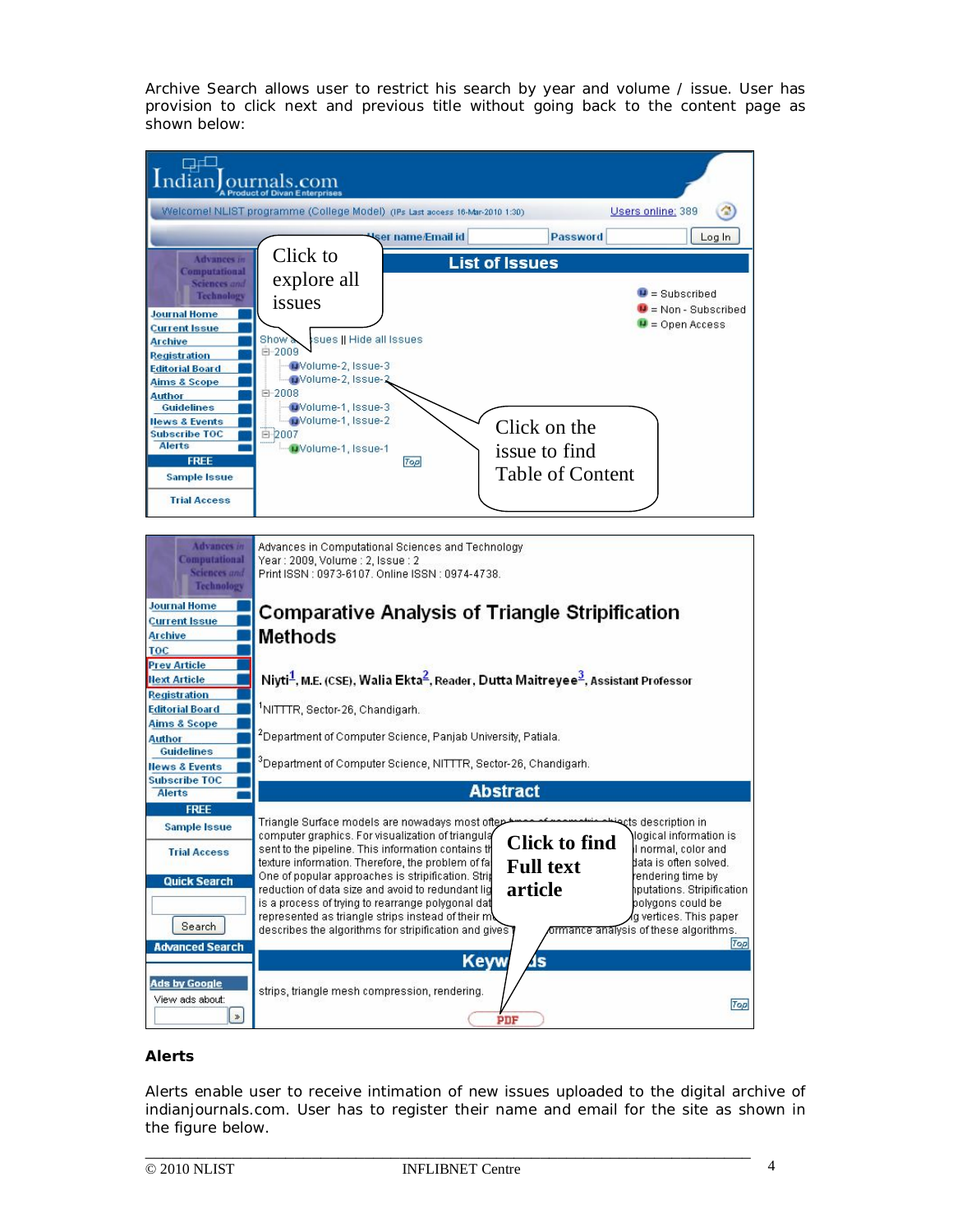Archive Search allows user to restrict his search by year and volume / issue. User has provision to click next and previous title without going back to the content page as shown below:

## Alerts

Alerts enable user to receive intimation of new issues uploaded to the digital archive of indianjournals.com. User has to register their name and email for the site as shown in the figure below.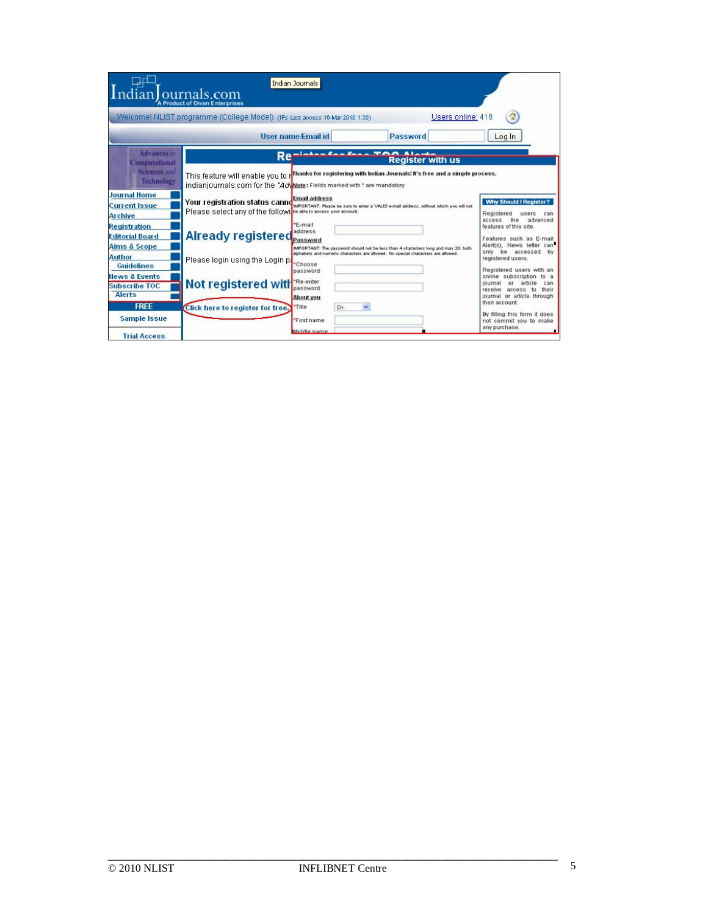IndianJournals.com
A Product of Divan Enterprises

Indian Journals

Welcome! NLIST programme (College Model) (IPs Last access 16-Mar-2010 1:30) Users online: 418

User name/Email id Password Log In

Advances in Computational Sciences and Technology

- Journal Home
- Current Issue
- Archive
- Registration
- Editorial Board
- Aims & Scope
- Author Guidelines
- News & Events
- Subscribe TOC Alerts

FREE

- Sample Issue
- Trial Access

## Re... for free TOC Alerts

This feature will enable you to r... indianjournals.com for the "Ad...

**Your registration status canno...**
Please select any of the followi...

## Already registered

Please login using the Login p...

## Not registered with...

Click here to register for free.

## Register with us

**Thanks for registering with Indian Journals! It's free and a simple process.**

**Note**: Fields marked with * are mandatory.

**Email address**

IMPORTANT: Please be sure to enter a VALID e-mail address, without which you will not be able to access your account.

*E-mail address

**Password**

IMPORTANT: The password should not be less than 4 characters long and max 20, both alphabets and numeric characters are allowed. No special characters are allowed.

*Choose password

*Re-enter password

**About you**

*Title Dr.

*First name

Middle name

**Why Should I Register?**

Registered users can access the advanced features of this site.

Features such as E-mail Alert(s), News letter can only be accessed by registered users.

Registered users with an online subscription to a journal or article can receive access to their journal or article through their account.

By filling this form it does not commit you to make any purchase.